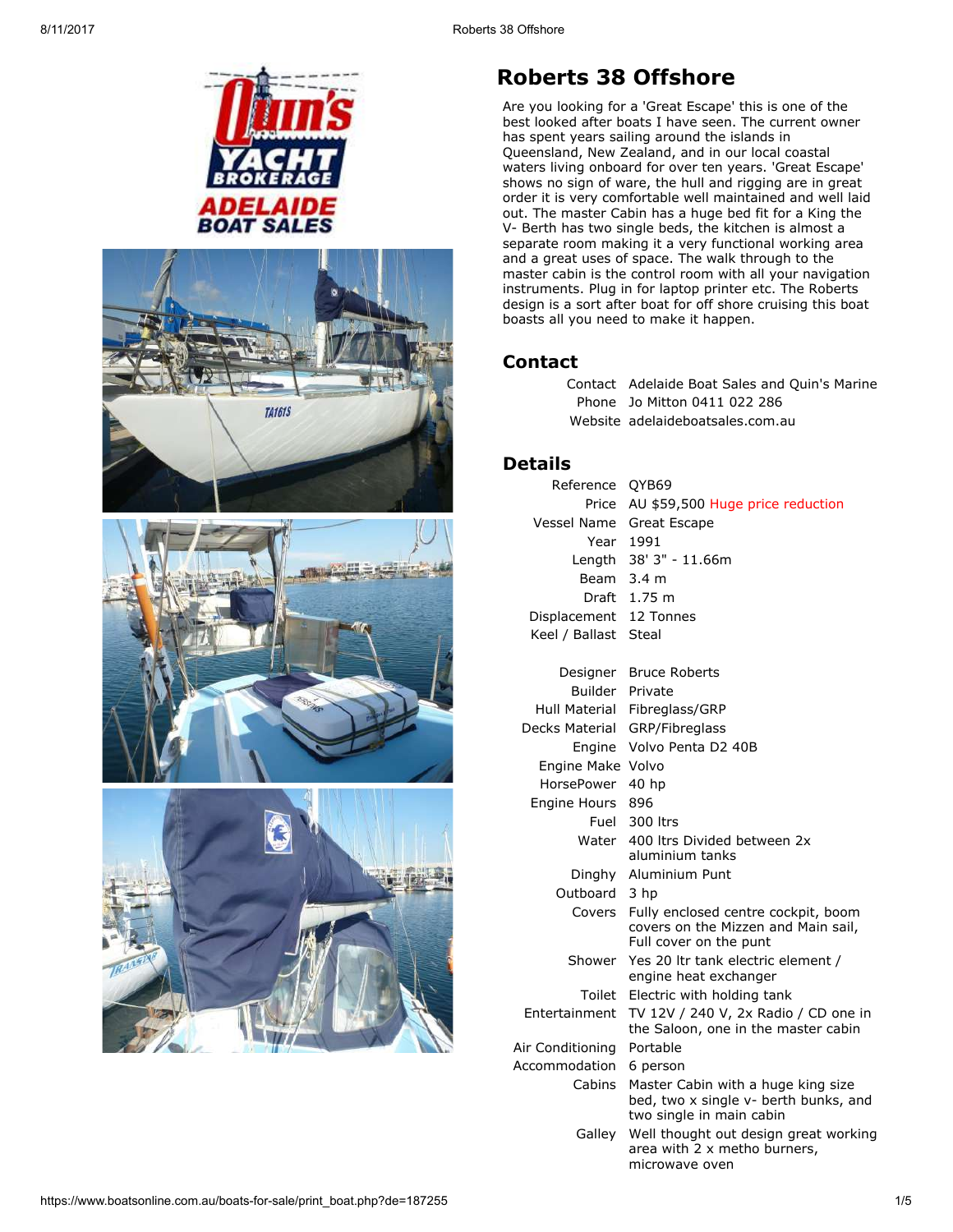# Roberts 38 Offshore

Are you looking for a 'Great Escape' this is one of the best looked after boats I have seen. The current owner has spent years sailing around the islands in Queensland, New Zealand, and in our local coastal waters living onboard for over ten years. 'Great Escape' shows no sign of ware, the hull and rigging are in great order it is very comfortable well maintained and well laid out. The master Cabin has a huge bed fit for a King the V- Berth has two single beds, the kitchen is almost a separate room making it a very functional working area and a great uses of space. The walk through to the master cabin is the control room with all your navigation instruments. Plug in for laptop printer etc. The Roberts design is a sort after boat for off shore cruising this boat boasts all you need to make it happen.

## Contact

| | |
|---|---|
| Contact | Adelaide Boat Sales and Quin's Marine |
| Phone | Jo Mitton 0411 022 286 |
| Website | adelaideboatsales.com.au |

## Details

| | |
|---|---|
| Reference | QYB69 |
| Price | AU $59,500 Huge price reduction |
| Vessel Name | Great Escape |
| Year | 1991 |
| Length | 38' 3" - 11.66m |
| Beam | 3.4 m |
| Draft | 1.75 m |
| Displacement | 12 Tonnes |
| Keel / Ballast | Steal |
| Designer | Bruce Roberts |
| Builder | Private |
| Hull Material | Fibreglass/GRP |
| Decks Material | GRP/Fibreglass |
| Engine | Volvo Penta D2 40B |
| Engine Make | Volvo |
| HorsePower | 40 hp |
| Engine Hours | 896 |
| Fuel | 300 ltrs |
| Water | 400 ltrs Divided between 2x aluminium tanks |
| Dinghy | Aluminium Punt |
| Outboard | 3 hp |
| Covers | Fully enclosed centre cockpit, boom covers on the Mizzen and Main sail, Full cover on the punt |
| Shower | Yes 20 ltr tank electric element / engine heat exchanger |
| Toilet | Electric with holding tank |
| Entertainment | TV 12V / 240 V, 2x Radio / CD one in the Saloon, one in the master cabin |
| Air Conditioning | Portable |
| Accommodation | 6 person |
| Cabins | Master Cabin with a huge king size bed, two x single v- berth bunks, and two single in main cabin |
| Galley | Well thought out design great working area with 2 x metho burners, microwave oven |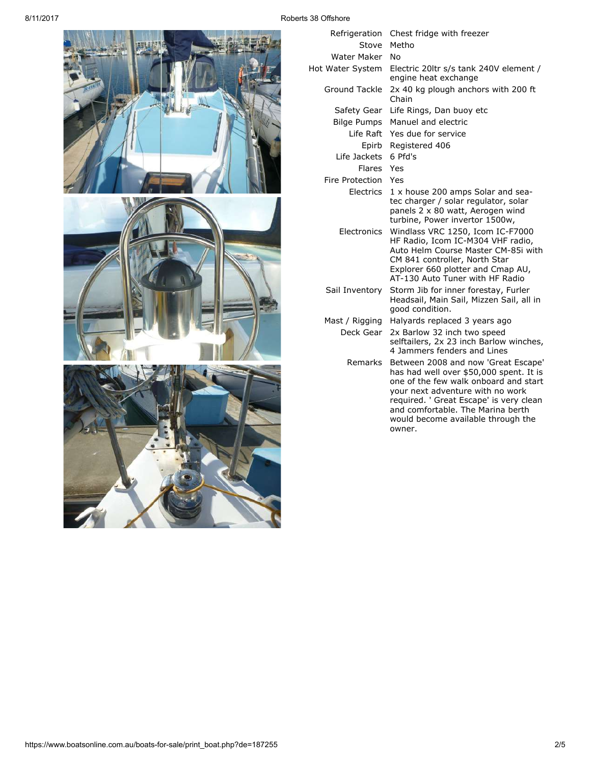| | |
|---|---|
| Refrigeration | Chest fridge with freezer |
| Stove | Metho |
| Water Maker | No |
| Hot Water System | Electric 20ltr s/s tank 240V element / engine heat exchange |
| Ground Tackle | 2x 40 kg plough anchors with 200 ft Chain |
| Safety Gear | Life Rings, Dan buoy etc |
| Bilge Pumps | Manuel and electric |
| Life Raft | Yes due for service |
| Epirb | Registered 406 |
| Life Jackets | 6 Pfd's |
| Flares | Yes |
| Fire Protection | Yes |
| Electrics | 1 x house 200 amps Solar and sea-tec charger / solar regulator, solar panels 2 x 80 watt, Aerogen wind turbine, Power invertor 1500w, |
| Electronics | Windlass VRC 1250, Icom IC-F7000 HF Radio, Icom IC-M304 VHF radio, Auto Helm Course Master CM-85i with CM 841 controller, North Star Explorer 660 plotter and Cmap AU, AT-130 Auto Tuner with HF Radio |
| Sail Inventory | Storm Jib for inner forestay, Furler Headsail, Main Sail, Mizzen Sail, all in good condition. |
| Mast / Rigging | Halyards replaced 3 years ago |
| Deck Gear | 2x Barlow 32 inch two speed selftailers, 2x 23 inch Barlow winches, 4 Jammers fenders and Lines |
| Remarks | Between 2008 and now 'Great Escape' has had well over $50,000 spent. It is one of the few walk onboard and start your next adventure with no work required. ' Great Escape' is very clean and comfortable. The Marina berth would become available through the owner. |